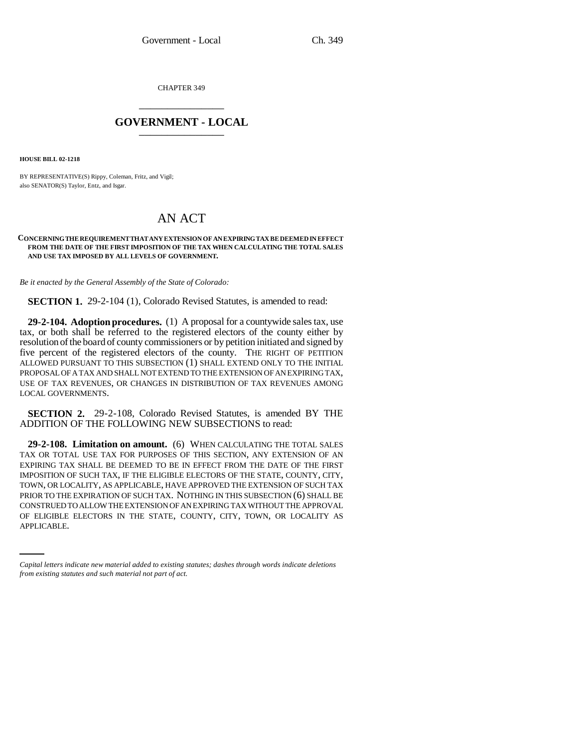CHAPTER 349

## GOVERNMENT - LOCAL

**HOUSE BILL 02-1218**

BY REPRESENTATIVE(S) Rippy, Coleman, Fritz, and Vigil;
also SENATOR(S) Taylor, Entz, and Isgar.

# AN ACT

**CONCERNING THE REQUIREMENT THAT ANY EXTENSION OF AN EXPIRING TAX BE DEEMED IN EFFECT FROM THE DATE OF THE FIRST IMPOSITION OF THE TAX WHEN CALCULATING THE TOTAL SALES AND USE TAX IMPOSED BY ALL LEVELS OF GOVERNMENT.**

*Be it enacted by the General Assembly of the State of Colorado:*

**SECTION 1.** 29-2-104 (1), Colorado Revised Statutes, is amended to read:

**29-2-104. Adoption procedures.** (1) A proposal for a countywide sales tax, use tax, or both shall be referred to the registered electors of the county either by resolution of the board of county commissioners or by petition initiated and signed by five percent of the registered electors of the county. THE RIGHT OF PETITION ALLOWED PURSUANT TO THIS SUBSECTION (1) SHALL EXTEND ONLY TO THE INITIAL PROPOSAL OF A TAX AND SHALL NOT EXTEND TO THE EXTENSION OF AN EXPIRING TAX, USE OF TAX REVENUES, OR CHANGES IN DISTRIBUTION OF TAX REVENUES AMONG LOCAL GOVERNMENTS.

**SECTION 2.** 29-2-108, Colorado Revised Statutes, is amended BY THE ADDITION OF THE FOLLOWING NEW SUBSECTIONS to read:

**29-2-108. Limitation on amount.** (6) WHEN CALCULATING THE TOTAL SALES TAX OR TOTAL USE TAX FOR PURPOSES OF THIS SECTION, ANY EXTENSION OF AN EXPIRING TAX SHALL BE DEEMED TO BE IN EFFECT FROM THE DATE OF THE FIRST IMPOSITION OF SUCH TAX, IF THE ELIGIBLE ELECTORS OF THE STATE, COUNTY, CITY, TOWN, OR LOCALITY, AS APPLICABLE, HAVE APPROVED THE EXTENSION OF SUCH TAX PRIOR TO THE EXPIRATION OF SUCH TAX. NOTHING IN THIS SUBSECTION (6) SHALL BE CONSTRUED TO ALLOW THE EXTENSION OF AN EXPIRING TAX WITHOUT THE APPROVAL OF ELIGIBLE ELECTORS IN THE STATE, COUNTY, CITY, TOWN, OR LOCALITY AS APPLICABLE.

*Capital letters indicate new material added to existing statutes; dashes through words indicate deletions from existing statutes and such material not part of act.*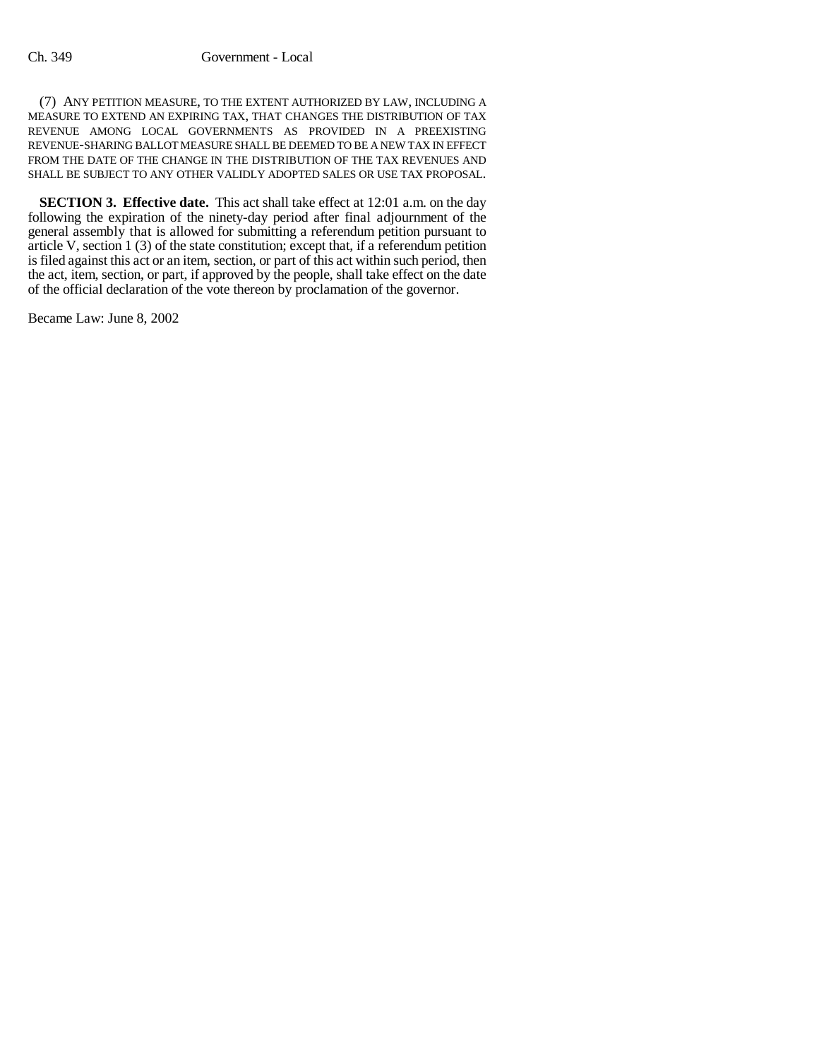(7) ANY PETITION MEASURE, TO THE EXTENT AUTHORIZED BY LAW, INCLUDING A MEASURE TO EXTEND AN EXPIRING TAX, THAT CHANGES THE DISTRIBUTION OF TAX REVENUE AMONG LOCAL GOVERNMENTS AS PROVIDED IN A PREEXISTING REVENUE-SHARING BALLOT MEASURE SHALL BE DEEMED TO BE A NEW TAX IN EFFECT FROM THE DATE OF THE CHANGE IN THE DISTRIBUTION OF THE TAX REVENUES AND SHALL BE SUBJECT TO ANY OTHER VALIDLY ADOPTED SALES OR USE TAX PROPOSAL.

**SECTION 3. Effective date.** This act shall take effect at 12:01 a.m. on the day following the expiration of the ninety-day period after final adjournment of the general assembly that is allowed for submitting a referendum petition pursuant to article V, section 1 (3) of the state constitution; except that, if a referendum petition is filed against this act or an item, section, or part of this act within such period, then the act, item, section, or part, if approved by the people, shall take effect on the date of the official declaration of the vote thereon by proclamation of the governor.

Became Law: June 8, 2002